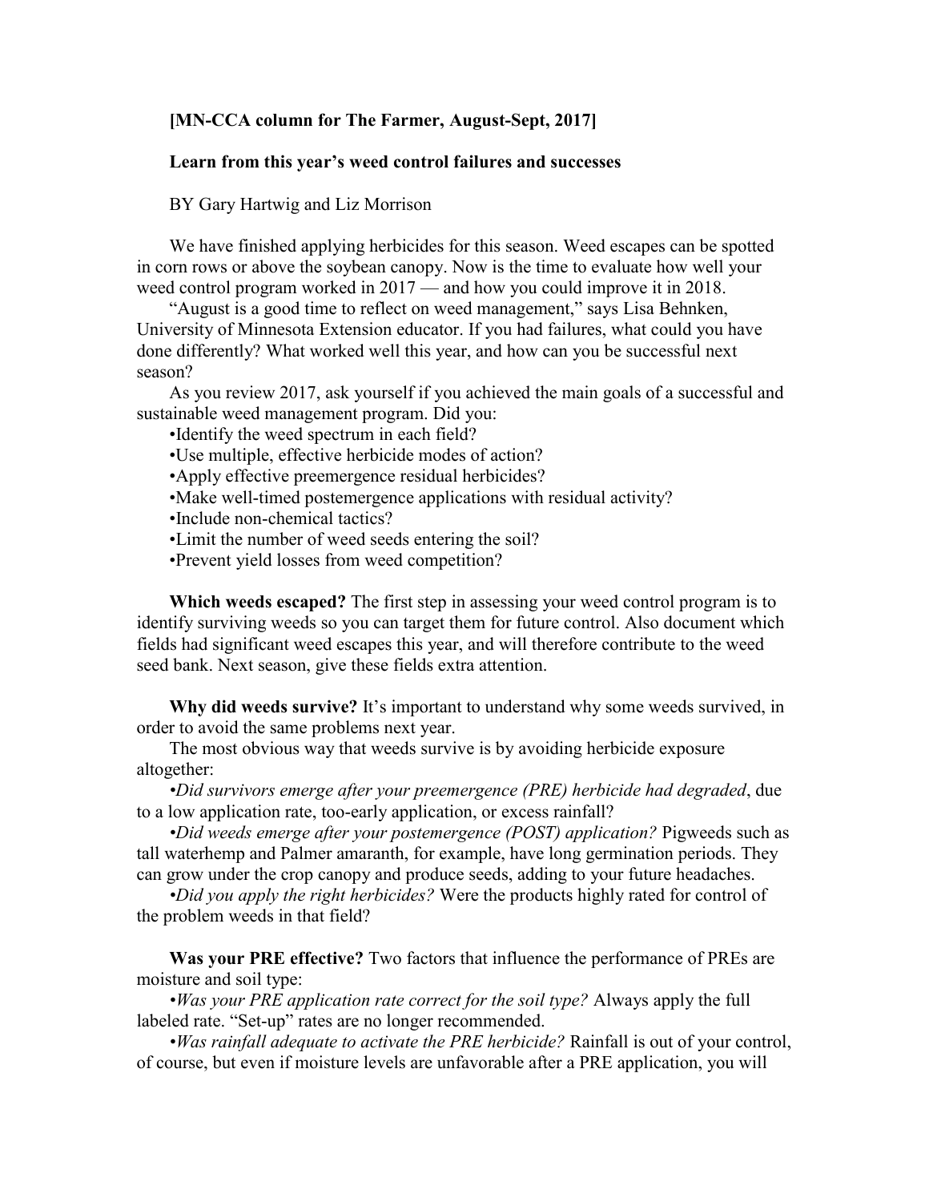**[MN-CCA column for The Farmer, August-Sept, 2017]**

# Learn from this year's weed control failures and successes

BY Gary Hartwig and Liz Morrison

We have finished applying herbicides for this season. Weed escapes can be spotted in corn rows or above the soybean canopy. Now is the time to evaluate how well your weed control program worked in 2017 — and how you could improve it in 2018.

"August is a good time to reflect on weed management," says Lisa Behnken, University of Minnesota Extension educator. If you had failures, what could you have done differently? What worked well this year, and how can you be successful next season?

As you review 2017, ask yourself if you achieved the main goals of a successful and sustainable weed management program. Did you:

- Identify the weed spectrum in each field?
- Use multiple, effective herbicide modes of action?
- Apply effective preemergence residual herbicides?
- Make well-timed postemergence applications with residual activity?
- Include non-chemical tactics?
- Limit the number of weed seeds entering the soil?
- Prevent yield losses from weed competition?

**Which weeds escaped?** The first step in assessing your weed control program is to identify surviving weeds so you can target them for future control. Also document which fields had significant weed escapes this year, and will therefore contribute to the weed seed bank. Next season, give these fields extra attention.

**Why did weeds survive?** It's important to understand why some weeds survived, in order to avoid the same problems next year.

The most obvious way that weeds survive is by avoiding herbicide exposure altogether:

*•Did survivors emerge after your preemergence (PRE) herbicide had degraded*, due to a low application rate, too-early application, or excess rainfall?

*•Did weeds emerge after your postemergence (POST) application?* Pigweeds such as tall waterhemp and Palmer amaranth, for example, have long germination periods. They can grow under the crop canopy and produce seeds, adding to your future headaches.

*•Did you apply the right herbicides?* Were the products highly rated for control of the problem weeds in that field?

**Was your PRE effective?** Two factors that influence the performance of PREs are moisture and soil type:

*•Was your PRE application rate correct for the soil type?* Always apply the full labeled rate. "Set-up" rates are no longer recommended.

*•Was rainfall adequate to activate the PRE herbicide?* Rainfall is out of your control, of course, but even if moisture levels are unfavorable after a PRE application, you will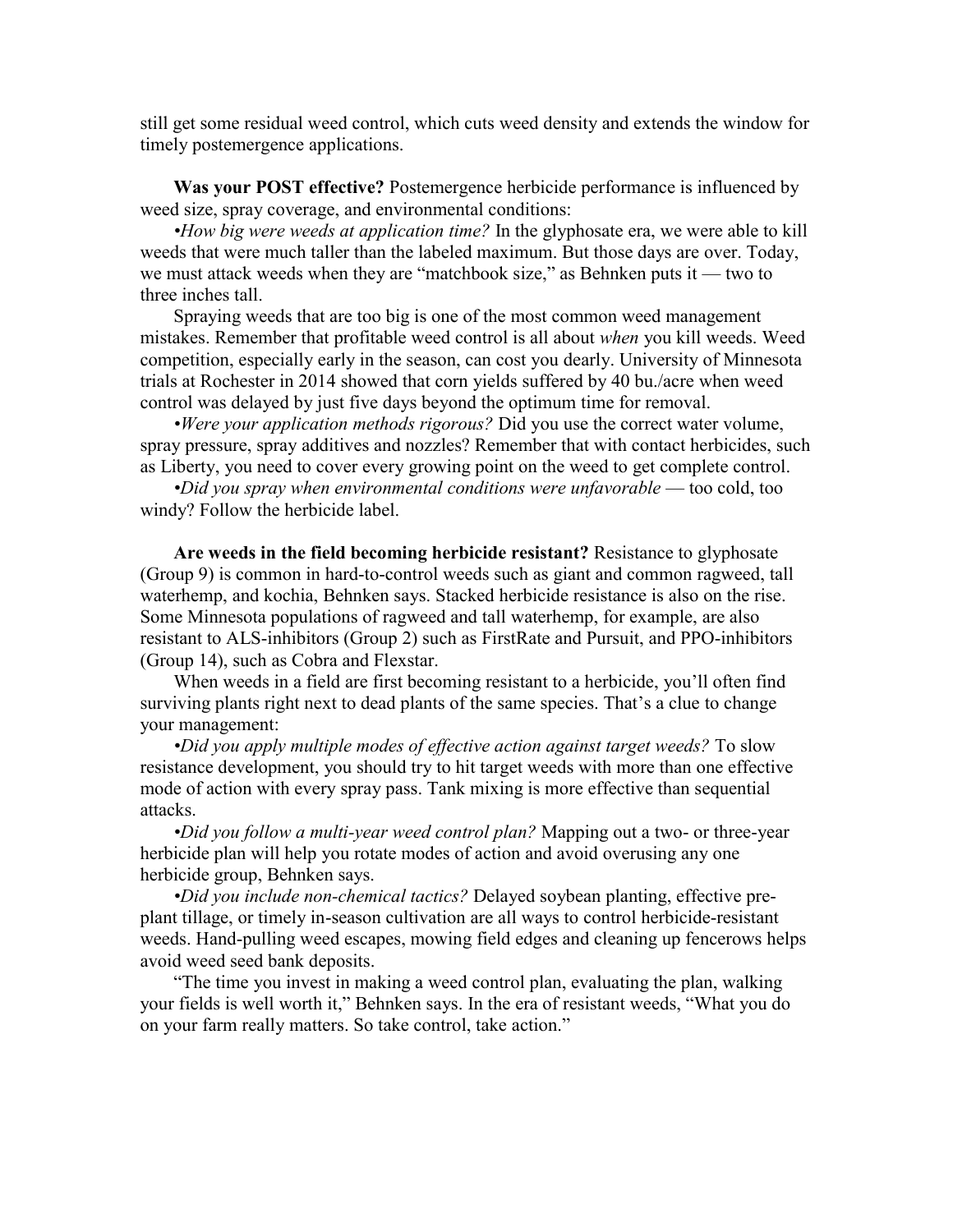still get some residual weed control, which cuts weed density and extends the window for timely postemergence applications.

**Was your POST effective?** Postemergence herbicide performance is influenced by weed size, spray coverage, and environmental conditions:

•*How big were weeds at application time?* In the glyphosate era, we were able to kill weeds that were much taller than the labeled maximum. But those days are over. Today, we must attack weeds when they are "matchbook size," as Behnken puts it — two to three inches tall.

Spraying weeds that are too big is one of the most common weed management mistakes. Remember that profitable weed control is all about *when* you kill weeds. Weed competition, especially early in the season, can cost you dearly. University of Minnesota trials at Rochester in 2014 showed that corn yields suffered by 40 bu./acre when weed control was delayed by just five days beyond the optimum time for removal.

•*Were your application methods rigorous?* Did you use the correct water volume, spray pressure, spray additives and nozzles? Remember that with contact herbicides, such as Liberty, you need to cover every growing point on the weed to get complete control.

•*Did you spray when environmental conditions were unfavorable* — too cold, too windy? Follow the herbicide label.

**Are weeds in the field becoming herbicide resistant?** Resistance to glyphosate (Group 9) is common in hard-to-control weeds such as giant and common ragweed, tall waterhemp, and kochia, Behnken says. Stacked herbicide resistance is also on the rise. Some Minnesota populations of ragweed and tall waterhemp, for example, are also resistant to ALS-inhibitors (Group 2) such as FirstRate and Pursuit, and PPO-inhibitors (Group 14), such as Cobra and Flexstar.

When weeds in a field are first becoming resistant to a herbicide, you'll often find surviving plants right next to dead plants of the same species. That's a clue to change your management:

•*Did you apply multiple modes of effective action against target weeds?* To slow resistance development, you should try to hit target weeds with more than one effective mode of action with every spray pass. Tank mixing is more effective than sequential attacks.

•*Did you follow a multi-year weed control plan?* Mapping out a two- or three-year herbicide plan will help you rotate modes of action and avoid overusing any one herbicide group, Behnken says.

•*Did you include non-chemical tactics?* Delayed soybean planting, effective pre-plant tillage, or timely in-season cultivation are all ways to control herbicide-resistant weeds. Hand-pulling weed escapes, mowing field edges and cleaning up fencerows helps avoid weed seed bank deposits.

"The time you invest in making a weed control plan, evaluating the plan, walking your fields is well worth it," Behnken says. In the era of resistant weeds, "What you do on your farm really matters. So take control, take action."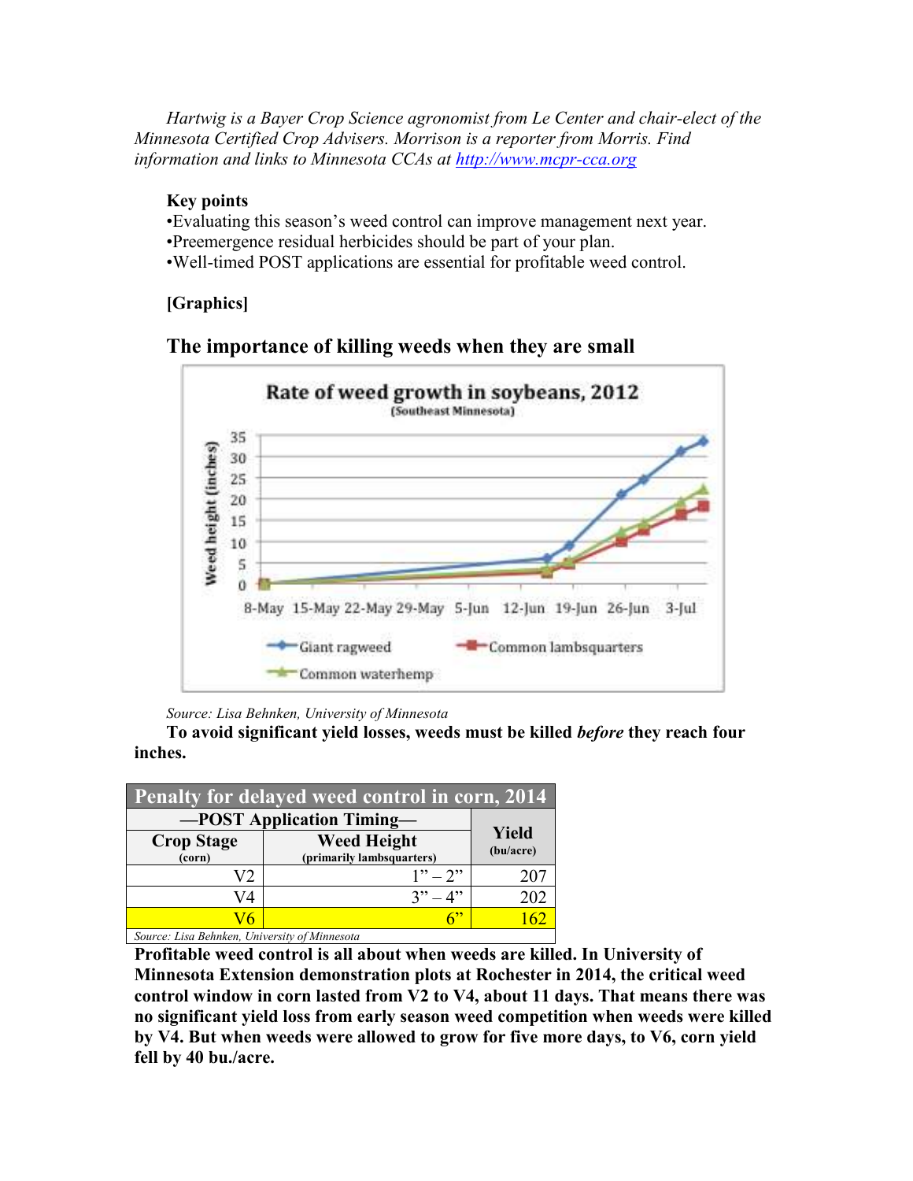*Hartwig is a Bayer Crop Science agronomist from Le Center and chair-elect of the Minnesota Certified Crop Advisers. Morrison is a reporter from Morris. Find information and links to Minnesota CCAs at http://www.mcpr-cca.org*

**Key points**

•Evaluating this season's weed control can improve management next year.
•Preemergence residual herbicides should be part of your plan.
•Well-timed POST applications are essential for profitable weed control.

**[Graphics]**

## The importance of killing weeds when they are small

Rate of weed growth in soybeans, 2012
(Southeast Minnesota)

Weed height (inches)
35
30
25
20
15
10
5
0

8-May 15-May 22-May 29-May 5-Jun 12-Jun 19-Jun 26-Jun 3-Jul

Giant ragweed
Common lambsquarters
Common waterhemp

*Source: Lisa Behnken, University of Minnesota*

**To avoid significant yield losses, weeds must be killed *before* they reach four inches.**

| Penalty for delayed weed control in corn, 2014 | | |
|---|---|---|
| —POST Application Timing— | | Yield (bu/acre) |
| Crop Stage (corn) | Weed Height (primarily lambsquarters) | |
| V2 | 1" – 2" | 207 |
| V4 | 3" – 4" | 202 |
| V6 | 6" | 162 |

*Source: Lisa Behnken, University of Minnesota*

**Profitable weed control is all about when weeds are killed. In University of Minnesota Extension demonstration plots at Rochester in 2014, the critical weed control window in corn lasted from V2 to V4, about 11 days. That means there was no significant yield loss from early season weed competition when weeds were killed by V4. But when weeds were allowed to grow for five more days, to V6, corn yield fell by 40 bu./acre.**